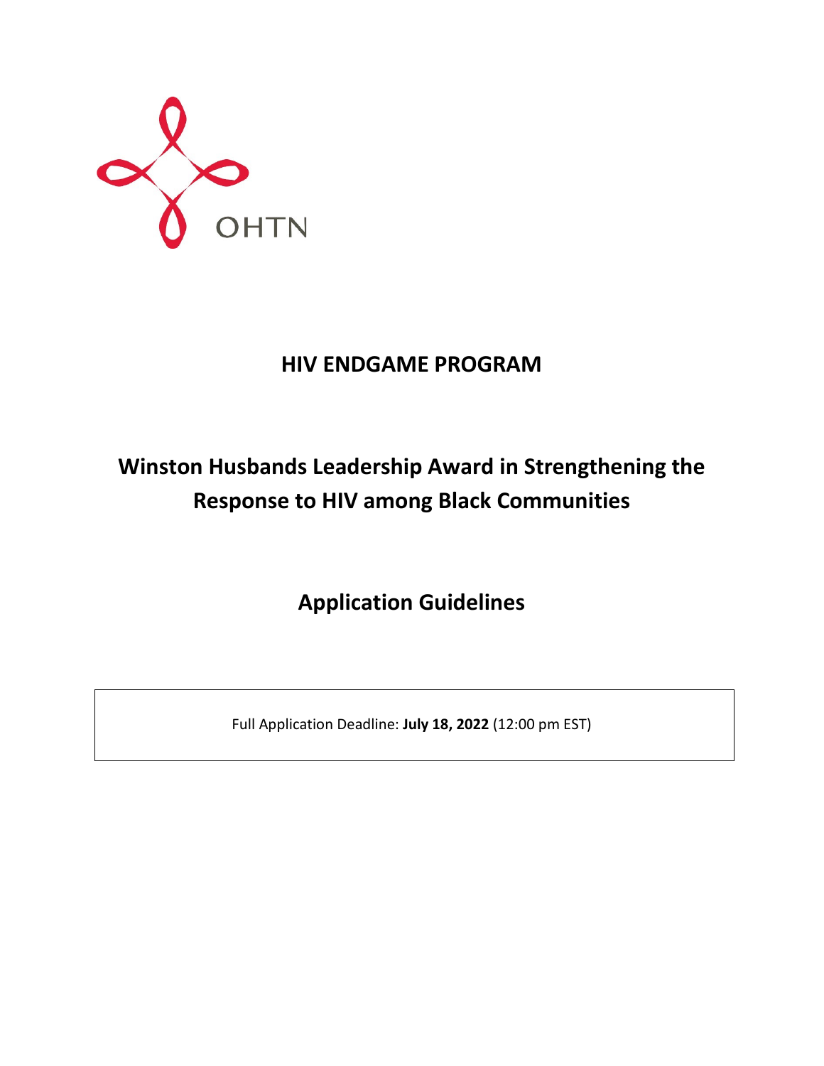OHTN

# HIV ENDGAME PROGRAM

# Winston Husbands Leadership Award in Strengthening the Response to HIV among Black Communities

## Application Guidelines

Full Application Deadline: **July 18, 2022** (12:00 pm EST)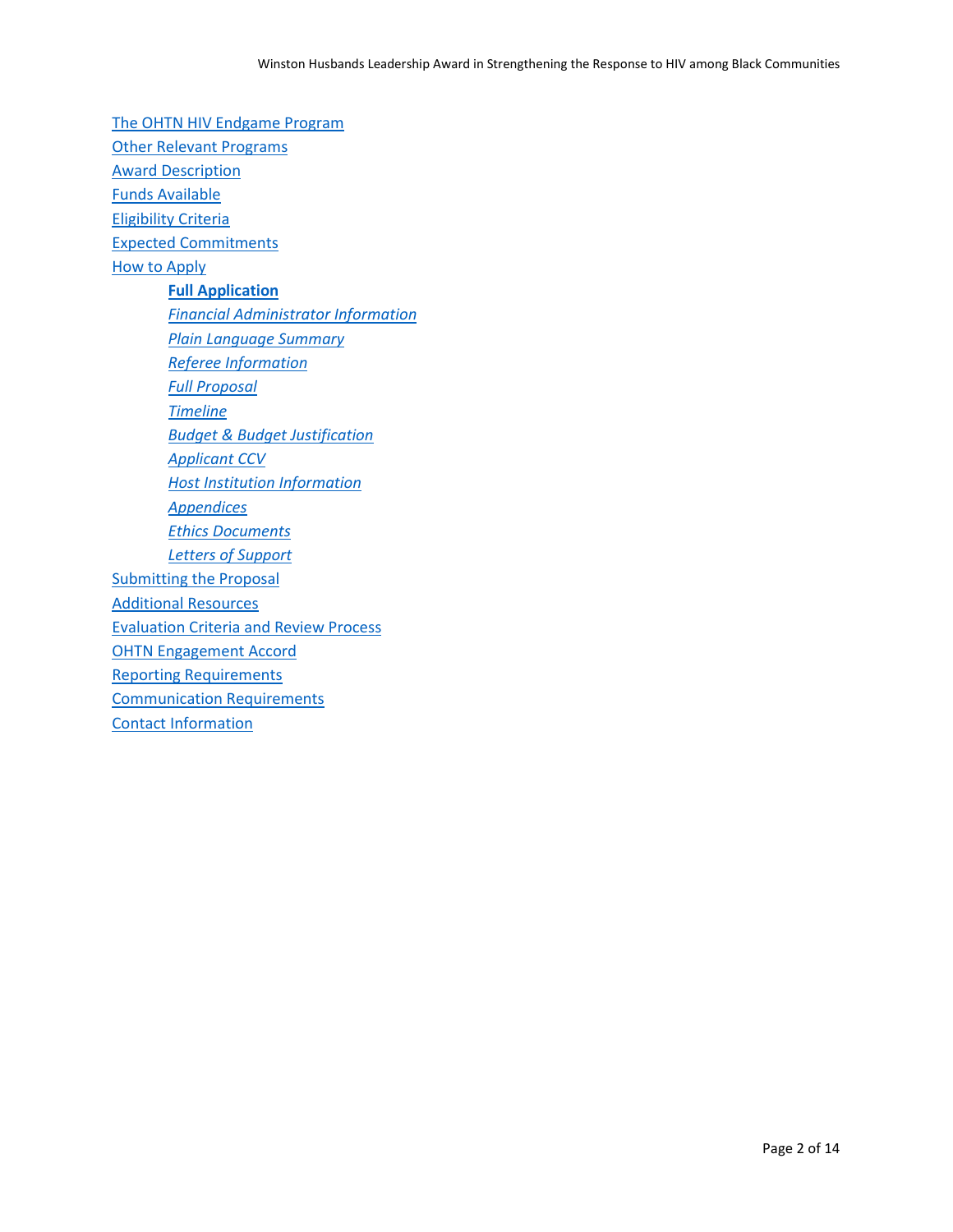- The OHTN HIV Endgame Program
- Other Relevant Programs
- Award Description
- Funds Available
- Eligibility Criteria
- Expected Commitments
- How to Apply
    - **Full Application**
    - *Financial Administrator Information*
    - *Plain Language Summary*
    - *Referee Information*
    - *Full Proposal*
    - *Timeline*
    - *Budget & Budget Justification*
    - *Applicant CCV*
    - *Host Institution Information*
    - *Appendices*
    - *Ethics Documents*
    - *Letters of Support*
- Submitting the Proposal
- Additional Resources
- Evaluation Criteria and Review Process
- OHTN Engagement Accord
- Reporting Requirements
- Communication Requirements
- Contact Information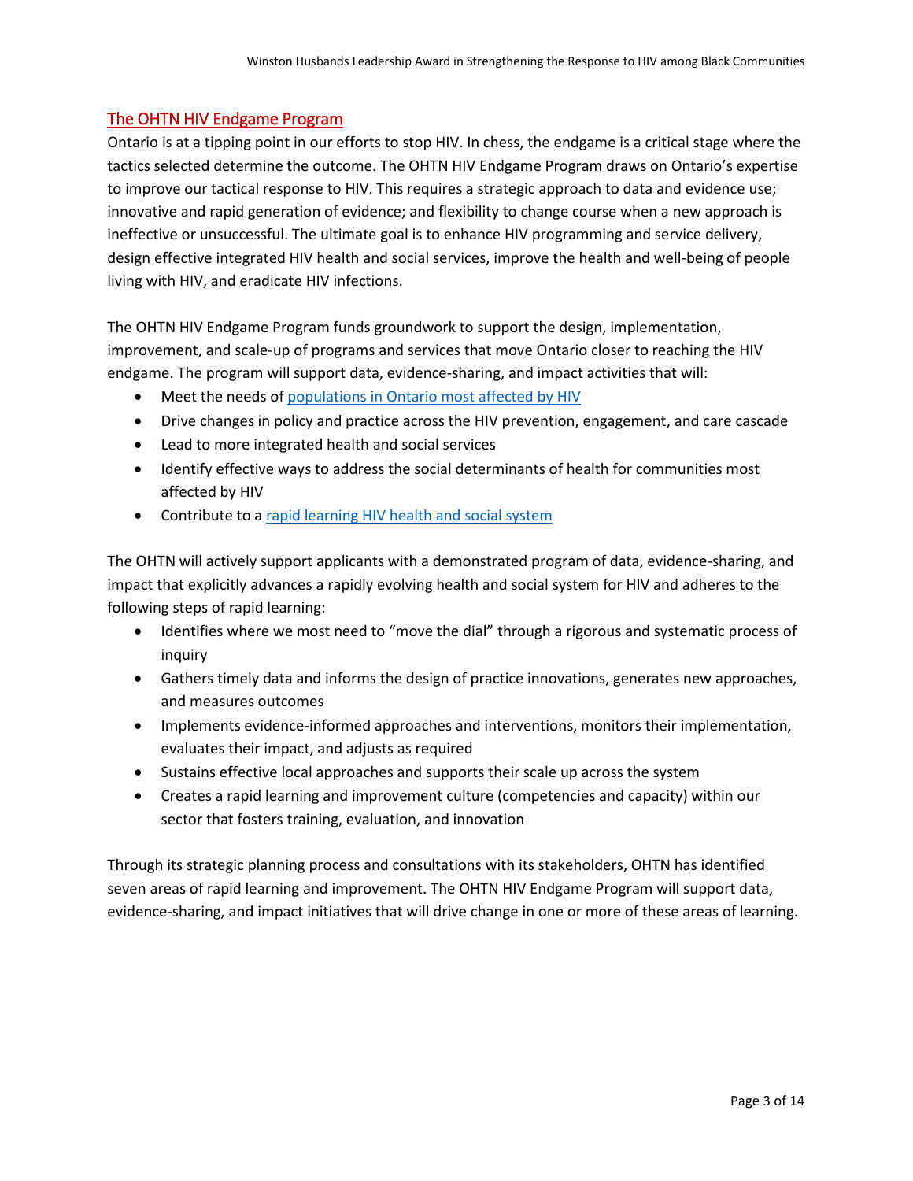## The OHTN HIV Endgame Program

Ontario is at a tipping point in our efforts to stop HIV. In chess, the endgame is a critical stage where the tactics selected determine the outcome. The OHTN HIV Endgame Program draws on Ontario's expertise to improve our tactical response to HIV. This requires a strategic approach to data and evidence use; innovative and rapid generation of evidence; and flexibility to change course when a new approach is ineffective or unsuccessful. The ultimate goal is to enhance HIV programming and service delivery, design effective integrated HIV health and social services, improve the health and well-being of people living with HIV, and eradicate HIV infections.

The OHTN HIV Endgame Program funds groundwork to support the design, implementation, improvement, and scale-up of programs and services that move Ontario closer to reaching the HIV endgame. The program will support data, evidence-sharing, and impact activities that will:

- Meet the needs of populations in Ontario most affected by HIV
- Drive changes in policy and practice across the HIV prevention, engagement, and care cascade
- Lead to more integrated health and social services
- Identify effective ways to address the social determinants of health for communities most affected by HIV
- Contribute to a rapid learning HIV health and social system

The OHTN will actively support applicants with a demonstrated program of data, evidence-sharing, and impact that explicitly advances a rapidly evolving health and social system for HIV and adheres to the following steps of rapid learning:

- Identifies where we most need to "move the dial" through a rigorous and systematic process of inquiry
- Gathers timely data and informs the design of practice innovations, generates new approaches, and measures outcomes
- Implements evidence-informed approaches and interventions, monitors their implementation, evaluates their impact, and adjusts as required
- Sustains effective local approaches and supports their scale up across the system
- Creates a rapid learning and improvement culture (competencies and capacity) within our sector that fosters training, evaluation, and innovation

Through its strategic planning process and consultations with its stakeholders, OHTN has identified seven areas of rapid learning and improvement. The OHTN HIV Endgame Program will support data, evidence-sharing, and impact initiatives that will drive change in one or more of these areas of learning.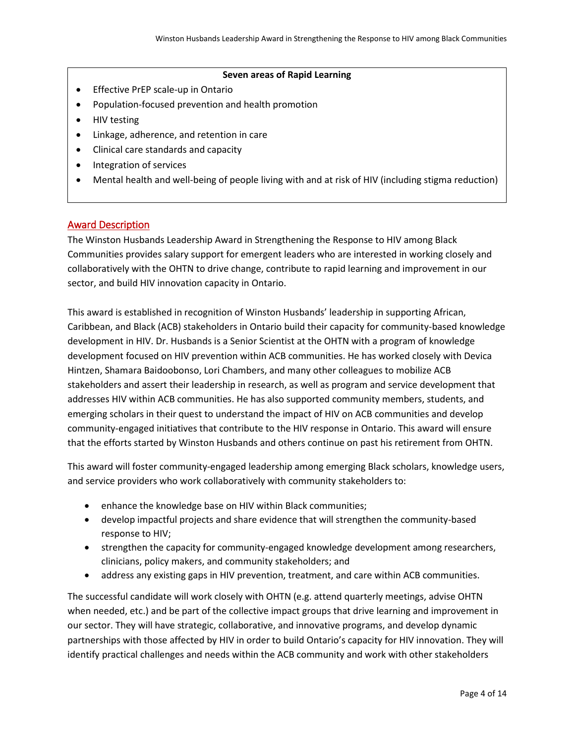**Seven areas of Rapid Learning**

- Effective PrEP scale-up in Ontario
- Population-focused prevention and health promotion
- HIV testing
- Linkage, adherence, and retention in care
- Clinical care standards and capacity
- Integration of services
- Mental health and well-being of people living with and at risk of HIV (including stigma reduction)

## Award Description

The Winston Husbands Leadership Award in Strengthening the Response to HIV among Black Communities provides salary support for emergent leaders who are interested in working closely and collaboratively with the OHTN to drive change, contribute to rapid learning and improvement in our sector, and build HIV innovation capacity in Ontario.

This award is established in recognition of Winston Husbands' leadership in supporting African, Caribbean, and Black (ACB) stakeholders in Ontario build their capacity for community-based knowledge development in HIV. Dr. Husbands is a Senior Scientist at the OHTN with a program of knowledge development focused on HIV prevention within ACB communities. He has worked closely with Devica Hintzen, Shamara Baidoobonso, Lori Chambers, and many other colleagues to mobilize ACB stakeholders and assert their leadership in research, as well as program and service development that addresses HIV within ACB communities. He has also supported community members, students, and emerging scholars in their quest to understand the impact of HIV on ACB communities and develop community-engaged initiatives that contribute to the HIV response in Ontario. This award will ensure that the efforts started by Winston Husbands and others continue on past his retirement from OHTN.

This award will foster community-engaged leadership among emerging Black scholars, knowledge users, and service providers who work collaboratively with community stakeholders to:

- enhance the knowledge base on HIV within Black communities;
- develop impactful projects and share evidence that will strengthen the community-based response to HIV;
- strengthen the capacity for community-engaged knowledge development among researchers, clinicians, policy makers, and community stakeholders; and
- address any existing gaps in HIV prevention, treatment, and care within ACB communities.

The successful candidate will work closely with OHTN (e.g. attend quarterly meetings, advise OHTN when needed, etc.) and be part of the collective impact groups that drive learning and improvement in our sector. They will have strategic, collaborative, and innovative programs, and develop dynamic partnerships with those affected by HIV in order to build Ontario's capacity for HIV innovation. They will identify practical challenges and needs within the ACB community and work with other stakeholders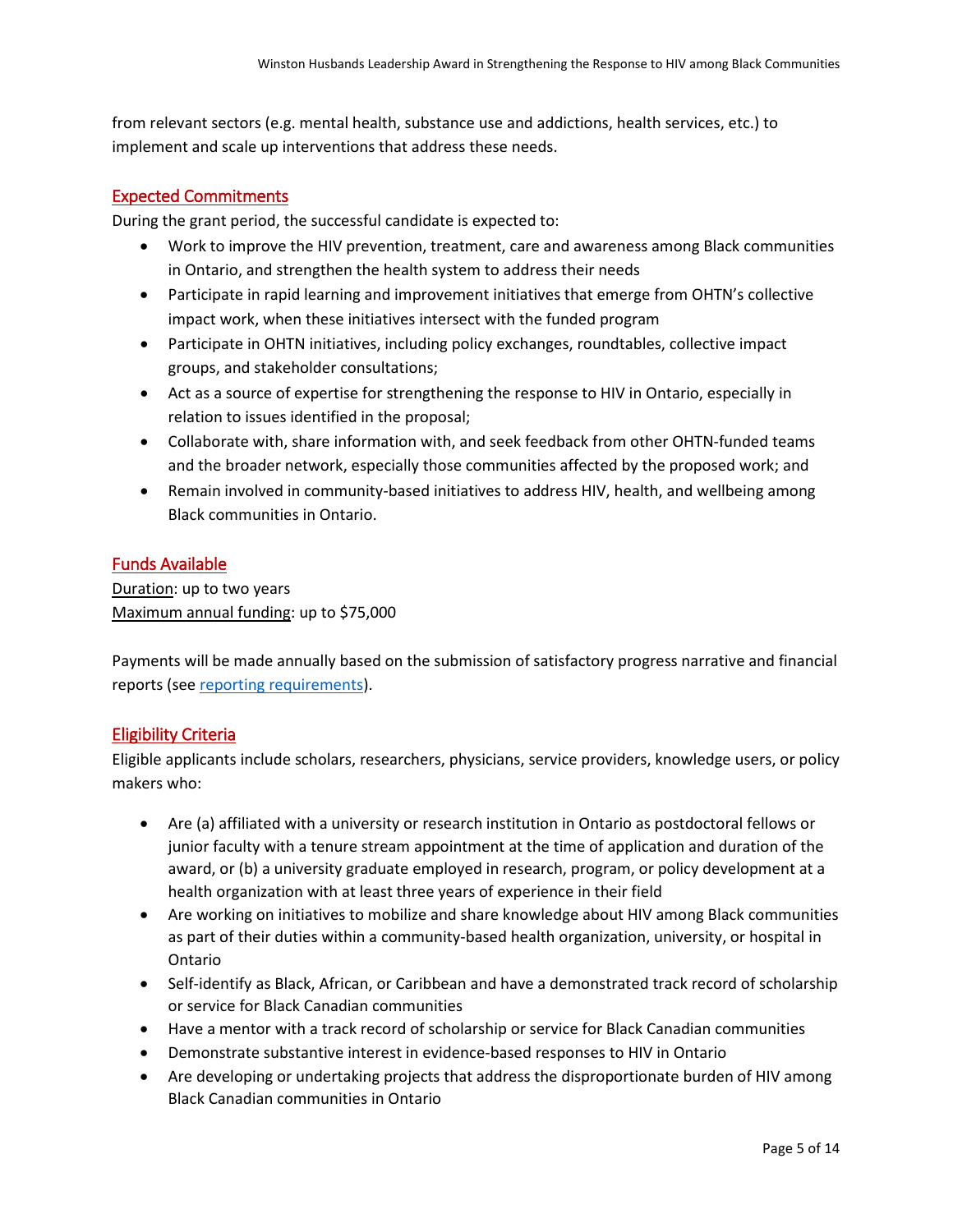from relevant sectors (e.g. mental health, substance use and addictions, health services, etc.) to implement and scale up interventions that address these needs.

## Expected Commitments

During the grant period, the successful candidate is expected to:

- Work to improve the HIV prevention, treatment, care and awareness among Black communities in Ontario, and strengthen the health system to address their needs
- Participate in rapid learning and improvement initiatives that emerge from OHTN's collective impact work, when these initiatives intersect with the funded program
- Participate in OHTN initiatives, including policy exchanges, roundtables, collective impact groups, and stakeholder consultations;
- Act as a source of expertise for strengthening the response to HIV in Ontario, especially in relation to issues identified in the proposal;
- Collaborate with, share information with, and seek feedback from other OHTN-funded teams and the broader network, especially those communities affected by the proposed work; and
- Remain involved in community-based initiatives to address HIV, health, and wellbeing among Black communities in Ontario.

## Funds Available

Duration: up to two years
Maximum annual funding: up to $75,000

Payments will be made annually based on the submission of satisfactory progress narrative and financial reports (see reporting requirements).

## Eligibility Criteria

Eligible applicants include scholars, researchers, physicians, service providers, knowledge users, or policy makers who:

- Are (a) affiliated with a university or research institution in Ontario as postdoctoral fellows or junior faculty with a tenure stream appointment at the time of application and duration of the award, or (b) a university graduate employed in research, program, or policy development at a health organization with at least three years of experience in their field
- Are working on initiatives to mobilize and share knowledge about HIV among Black communities as part of their duties within a community-based health organization, university, or hospital in Ontario
- Self-identify as Black, African, or Caribbean and have a demonstrated track record of scholarship or service for Black Canadian communities
- Have a mentor with a track record of scholarship or service for Black Canadian communities
- Demonstrate substantive interest in evidence-based responses to HIV in Ontario
- Are developing or undertaking projects that address the disproportionate burden of HIV among Black Canadian communities in Ontario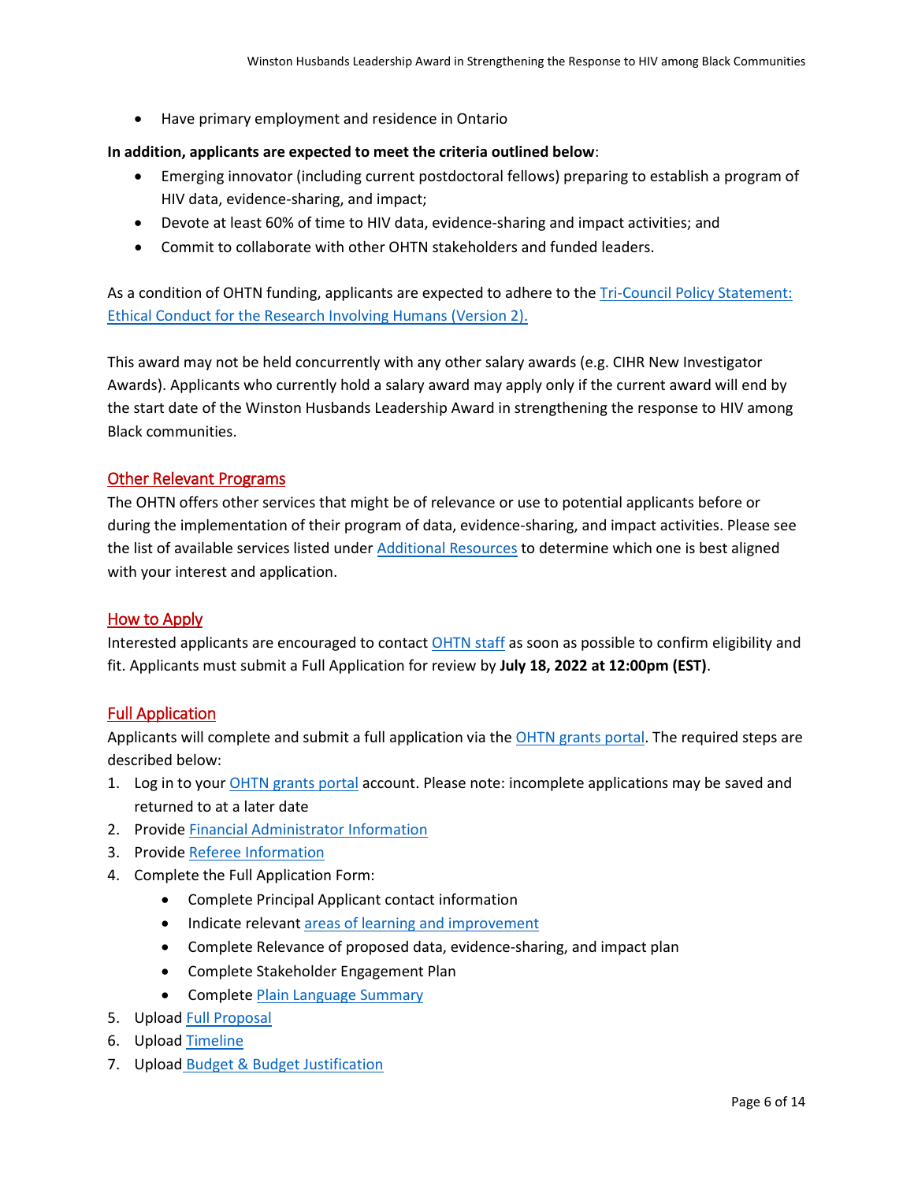- Have primary employment and residence in Ontario

**In addition, applicants are expected to meet the criteria outlined below**:

- Emerging innovator (including current postdoctoral fellows) preparing to establish a program of HIV data, evidence-sharing, and impact;
- Devote at least 60% of time to HIV data, evidence-sharing and impact activities; and
- Commit to collaborate with other OHTN stakeholders and funded leaders.

As a condition of OHTN funding, applicants are expected to adhere to the Tri-Council Policy Statement: Ethical Conduct for the Research Involving Humans (Version 2).

This award may not be held concurrently with any other salary awards (e.g. CIHR New Investigator Awards). Applicants who currently hold a salary award may apply only if the current award will end by the start date of the Winston Husbands Leadership Award in strengthening the response to HIV among Black communities.

## Other Relevant Programs

The OHTN offers other services that might be of relevance or use to potential applicants before or during the implementation of their program of data, evidence-sharing, and impact activities. Please see the list of available services listed under Additional Resources to determine which one is best aligned with your interest and application.

## How to Apply

Interested applicants are encouraged to contact OHTN staff as soon as possible to confirm eligibility and fit. Applicants must submit a Full Application for review by **July 18, 2022 at 12:00pm (EST)**.

## Full Application

Applicants will complete and submit a full application via the OHTN grants portal. The required steps are described below:

1. Log in to your OHTN grants portal account. Please note: incomplete applications may be saved and returned to at a later date
2. Provide Financial Administrator Information
3. Provide Referee Information
4. Complete the Full Application Form:
   - Complete Principal Applicant contact information
   - Indicate relevant areas of learning and improvement
   - Complete Relevance of proposed data, evidence-sharing, and impact plan
   - Complete Stakeholder Engagement Plan
   - Complete Plain Language Summary
5. Upload Full Proposal
6. Upload Timeline
7. Upload Budget & Budget Justification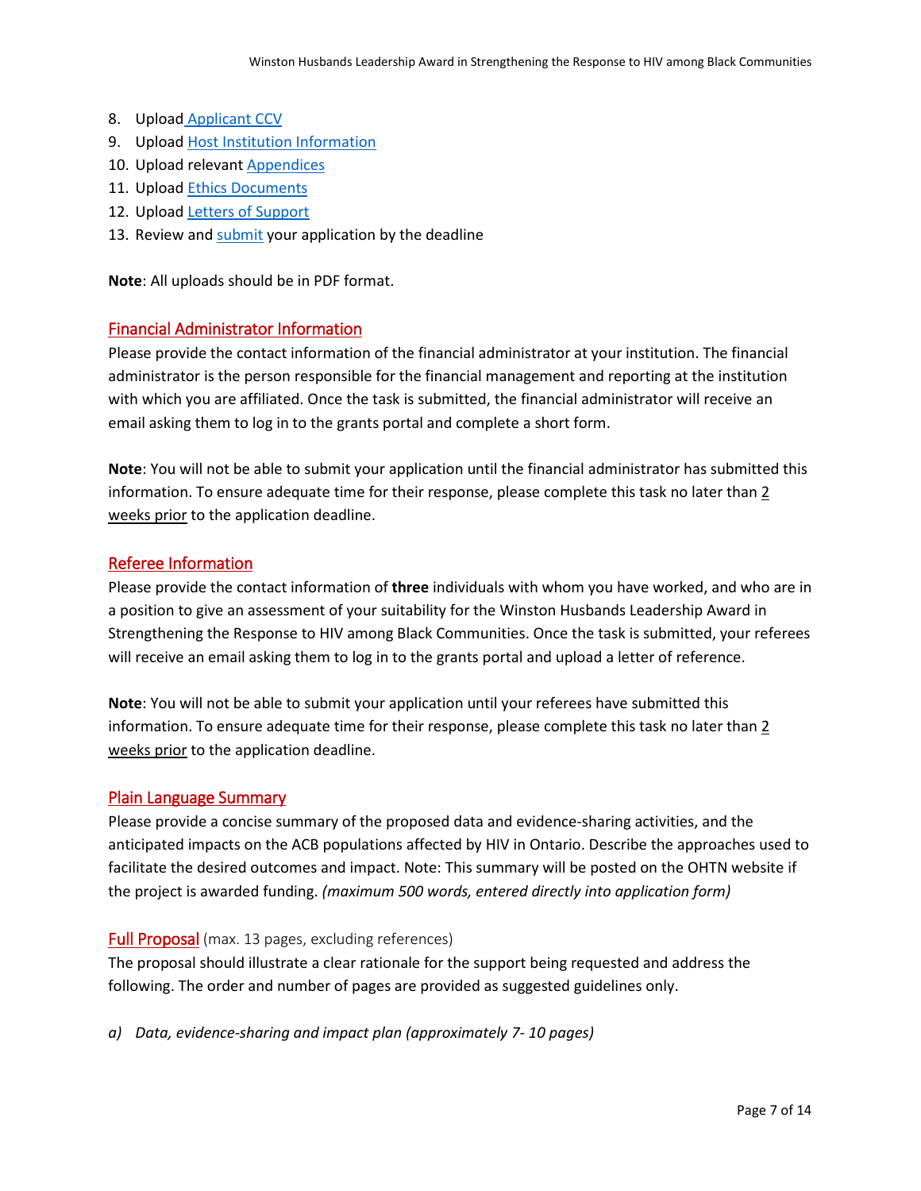8. Upload Applicant CCV
9. Upload Host Institution Information
10. Upload relevant Appendices
11. Upload Ethics Documents
12. Upload Letters of Support
13. Review and submit your application by the deadline

**Note**: All uploads should be in PDF format.

## Financial Administrator Information

Please provide the contact information of the financial administrator at your institution. The financial administrator is the person responsible for the financial management and reporting at the institution with which you are affiliated. Once the task is submitted, the financial administrator will receive an email asking them to log in to the grants portal and complete a short form.

**Note**: You will not be able to submit your application until the financial administrator has submitted this information. To ensure adequate time for their response, please complete this task no later than 2 weeks prior to the application deadline.

## Referee Information

Please provide the contact information of **three** individuals with whom you have worked, and who are in a position to give an assessment of your suitability for the Winston Husbands Leadership Award in Strengthening the Response to HIV among Black Communities. Once the task is submitted, your referees will receive an email asking them to log in to the grants portal and upload a letter of reference.

**Note**: You will not be able to submit your application until your referees have submitted this information. To ensure adequate time for their response, please complete this task no later than 2 weeks prior to the application deadline.

## Plain Language Summary

Please provide a concise summary of the proposed data and evidence-sharing activities, and the anticipated impacts on the ACB populations affected by HIV in Ontario. Describe the approaches used to facilitate the desired outcomes and impact. Note: This summary will be posted on the OHTN website if the project is awarded funding. *(maximum 500 words, entered directly into application form)*

## Full Proposal (max. 13 pages, excluding references)

The proposal should illustrate a clear rationale for the support being requested and address the following. The order and number of pages are provided as suggested guidelines only.

*a) Data, evidence-sharing and impact plan (approximately 7- 10 pages)*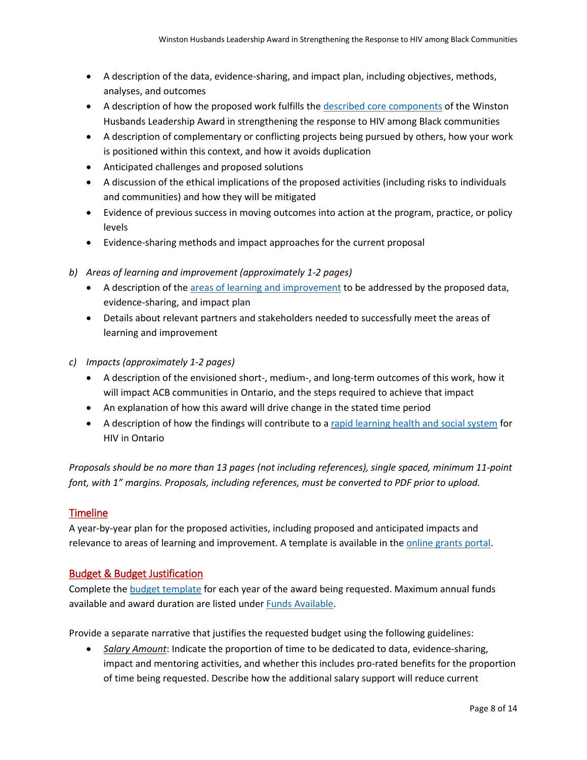- A description of the data, evidence-sharing, and impact plan, including objectives, methods, analyses, and outcomes
- A description of how the proposed work fulfills the described core components of the Winston Husbands Leadership Award in strengthening the response to HIV among Black communities
- A description of complementary or conflicting projects being pursued by others, how your work is positioned within this context, and how it avoids duplication
- Anticipated challenges and proposed solutions
- A discussion of the ethical implications of the proposed activities (including risks to individuals and communities) and how they will be mitigated
- Evidence of previous success in moving outcomes into action at the program, practice, or policy levels
- Evidence-sharing methods and impact approaches for the current proposal

*b) Areas of learning and improvement (approximately 1-2 pages)*

- A description of the areas of learning and improvement to be addressed by the proposed data, evidence-sharing, and impact plan
- Details about relevant partners and stakeholders needed to successfully meet the areas of learning and improvement

*c) Impacts (approximately 1-2 pages)*

- A description of the envisioned short-, medium-, and long-term outcomes of this work, how it will impact ACB communities in Ontario, and the steps required to achieve that impact
- An explanation of how this award will drive change in the stated time period
- A description of how the findings will contribute to a rapid learning health and social system for HIV in Ontario

*Proposals should be no more than 13 pages (not including references), single spaced, minimum 11-point font, with 1" margins. Proposals, including references, must be converted to PDF prior to upload.*

## Timeline

A year-by-year plan for the proposed activities, including proposed and anticipated impacts and relevance to areas of learning and improvement. A template is available in the online grants portal.

## Budget & Budget Justification

Complete the budget template for each year of the award being requested. Maximum annual funds available and award duration are listed under Funds Available.

Provide a separate narrative that justifies the requested budget using the following guidelines:

- *Salary Amount*: Indicate the proportion of time to be dedicated to data, evidence-sharing, impact and mentoring activities, and whether this includes pro-rated benefits for the proportion of time being requested. Describe how the additional salary support will reduce current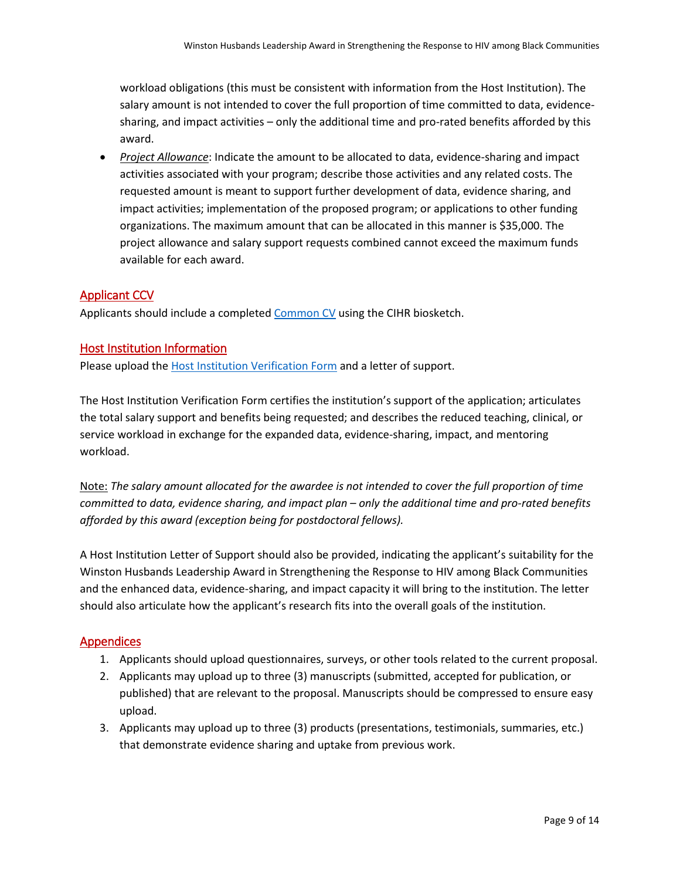workload obligations (this must be consistent with information from the Host Institution). The salary amount is not intended to cover the full proportion of time committed to data, evidence-sharing, and impact activities – only the additional time and pro-rated benefits afforded by this award.

- *Project Allowance*: Indicate the amount to be allocated to data, evidence-sharing and impact activities associated with your program; describe those activities and any related costs. The requested amount is meant to support further development of data, evidence sharing, and impact activities; implementation of the proposed program; or applications to other funding organizations. The maximum amount that can be allocated in this manner is $35,000. The project allowance and salary support requests combined cannot exceed the maximum funds available for each award.

## Applicant CCV

Applicants should include a completed Common CV using the CIHR biosketch.

## Host Institution Information

Please upload the Host Institution Verification Form and a letter of support.

The Host Institution Verification Form certifies the institution's support of the application; articulates the total salary support and benefits being requested; and describes the reduced teaching, clinical, or service workload in exchange for the expanded data, evidence-sharing, impact, and mentoring workload.

Note: *The salary amount allocated for the awardee is not intended to cover the full proportion of time committed to data, evidence sharing, and impact plan – only the additional time and pro-rated benefits afforded by this award (exception being for postdoctoral fellows).*

A Host Institution Letter of Support should also be provided, indicating the applicant's suitability for the Winston Husbands Leadership Award in Strengthening the Response to HIV among Black Communities and the enhanced data, evidence-sharing, and impact capacity it will bring to the institution. The letter should also articulate how the applicant's research fits into the overall goals of the institution.

## Appendices

1. Applicants should upload questionnaires, surveys, or other tools related to the current proposal.
2. Applicants may upload up to three (3) manuscripts (submitted, accepted for publication, or published) that are relevant to the proposal. Manuscripts should be compressed to ensure easy upload.
3. Applicants may upload up to three (3) products (presentations, testimonials, summaries, etc.) that demonstrate evidence sharing and uptake from previous work.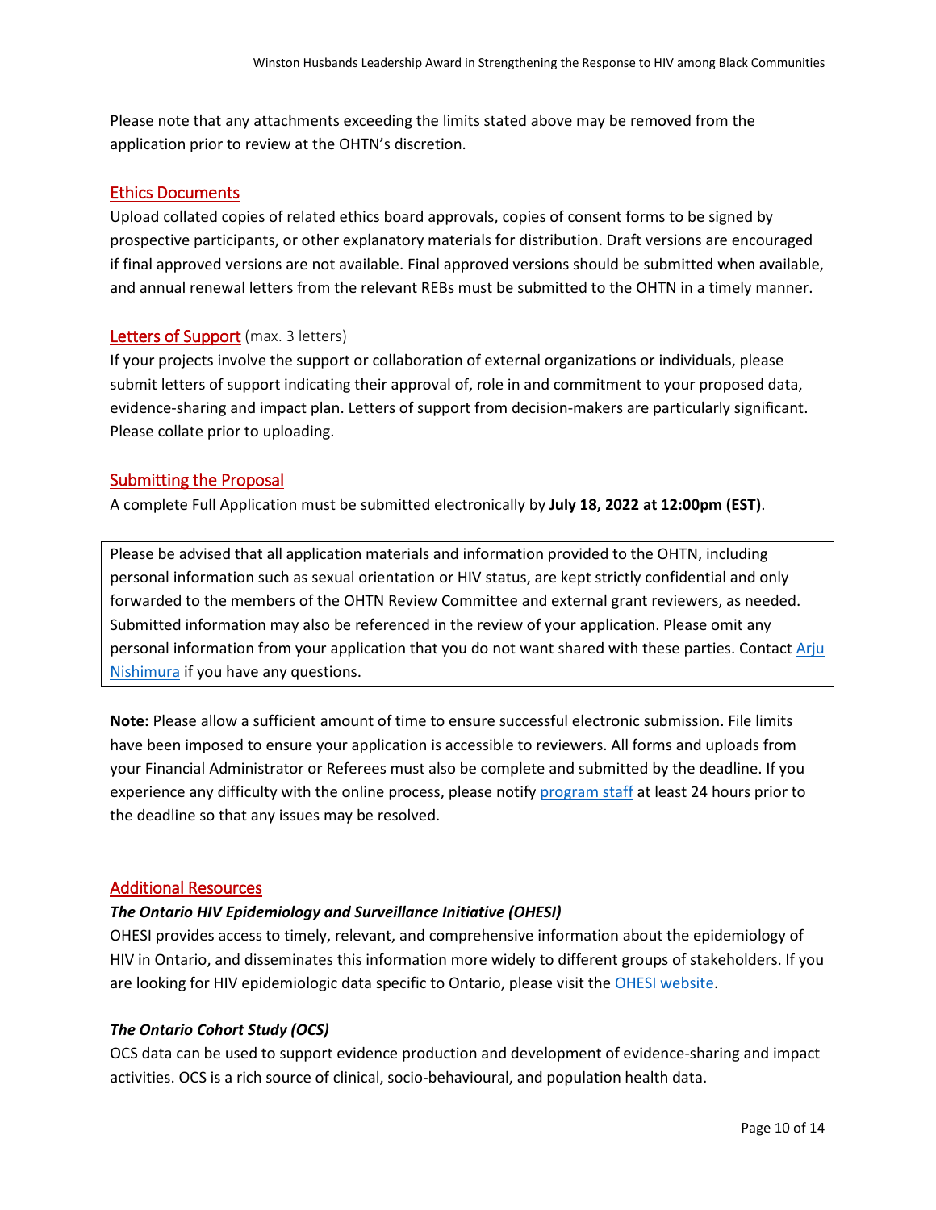Please note that any attachments exceeding the limits stated above may be removed from the application prior to review at the OHTN's discretion.

## Ethics Documents

Upload collated copies of related ethics board approvals, copies of consent forms to be signed by prospective participants, or other explanatory materials for distribution. Draft versions are encouraged if final approved versions are not available. Final approved versions should be submitted when available, and annual renewal letters from the relevant REBs must be submitted to the OHTN in a timely manner.

## Letters of Support (max. 3 letters)

If your projects involve the support or collaboration of external organizations or individuals, please submit letters of support indicating their approval of, role in and commitment to your proposed data, evidence-sharing and impact plan. Letters of support from decision-makers are particularly significant. Please collate prior to uploading.

## Submitting the Proposal

A complete Full Application must be submitted electronically by **July 18, 2022 at 12:00pm (EST)**.

> Please be advised that all application materials and information provided to the OHTN, including personal information such as sexual orientation or HIV status, are kept strictly confidential and only forwarded to the members of the OHTN Review Committee and external grant reviewers, as needed. Submitted information may also be referenced in the review of your application. Please omit any personal information from your application that you do not want shared with these parties. Contact Arju Nishimura if you have any questions.

**Note:** Please allow a sufficient amount of time to ensure successful electronic submission. File limits have been imposed to ensure your application is accessible to reviewers. All forms and uploads from your Financial Administrator or Referees must also be complete and submitted by the deadline. If you experience any difficulty with the online process, please notify program staff at least 24 hours prior to the deadline so that any issues may be resolved.

## Additional Resources

### *The Ontario HIV Epidemiology and Surveillance Initiative (OHESI)*

OHESI provides access to timely, relevant, and comprehensive information about the epidemiology of HIV in Ontario, and disseminates this information more widely to different groups of stakeholders. If you are looking for HIV epidemiologic data specific to Ontario, please visit the OHESI website.

### *The Ontario Cohort Study (OCS)*

OCS data can be used to support evidence production and development of evidence-sharing and impact activities. OCS is a rich source of clinical, socio-behavioural, and population health data.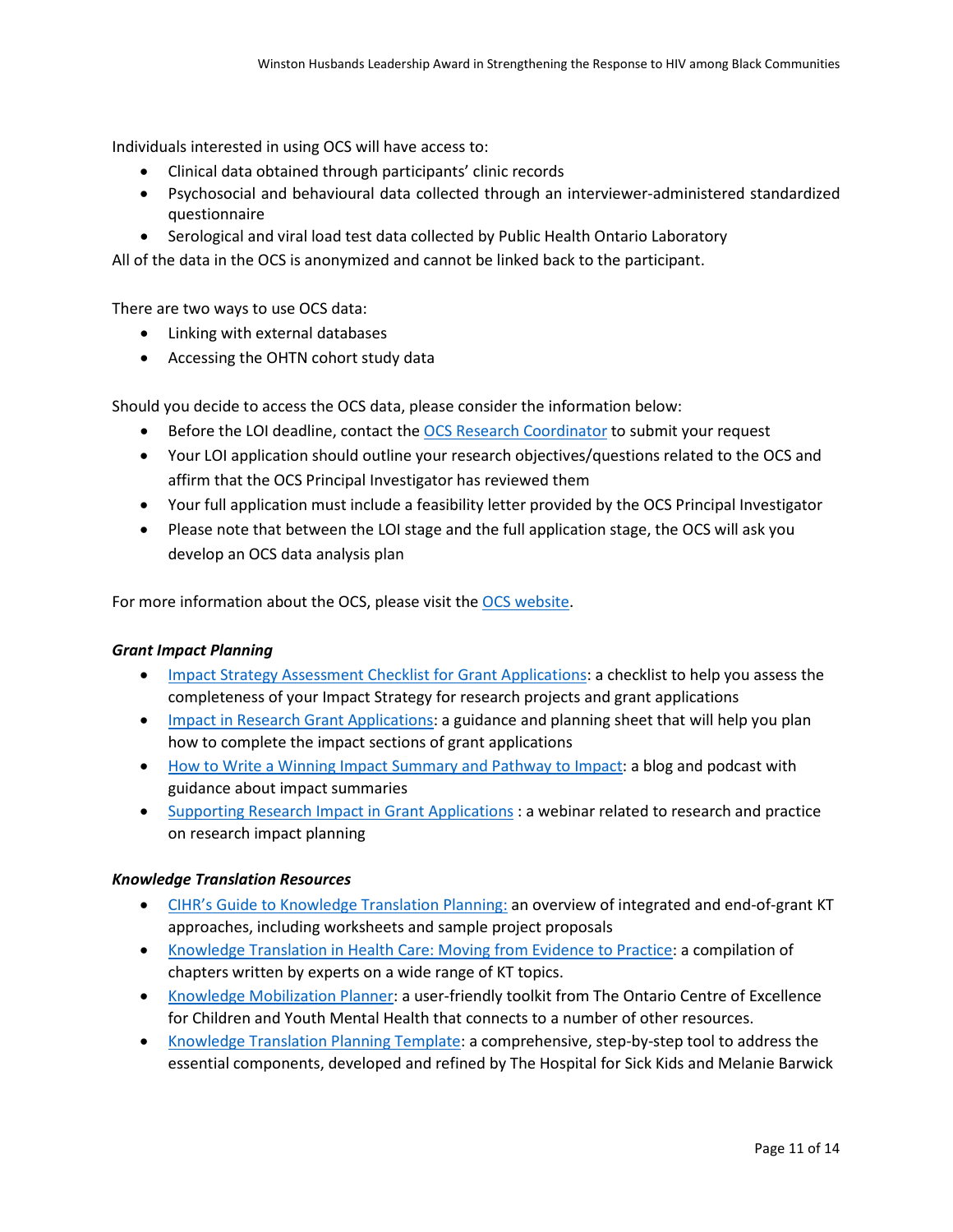Individuals interested in using OCS will have access to:

- Clinical data obtained through participants' clinic records
- Psychosocial and behavioural data collected through an interviewer-administered standardized questionnaire
- Serological and viral load test data collected by Public Health Ontario Laboratory

All of the data in the OCS is anonymized and cannot be linked back to the participant.

There are two ways to use OCS data:

- Linking with external databases
- Accessing the OHTN cohort study data

Should you decide to access the OCS data, please consider the information below:

- Before the LOI deadline, contact the OCS Research Coordinator to submit your request
- Your LOI application should outline your research objectives/questions related to the OCS and affirm that the OCS Principal Investigator has reviewed them
- Your full application must include a feasibility letter provided by the OCS Principal Investigator
- Please note that between the LOI stage and the full application stage, the OCS will ask you develop an OCS data analysis plan

For more information about the OCS, please visit the OCS website.

***Grant Impact Planning***

- Impact Strategy Assessment Checklist for Grant Applications: a checklist to help you assess the completeness of your Impact Strategy for research projects and grant applications
- Impact in Research Grant Applications: a guidance and planning sheet that will help you plan how to complete the impact sections of grant applications
- How to Write a Winning Impact Summary and Pathway to Impact: a blog and podcast with guidance about impact summaries
- Supporting Research Impact in Grant Applications : a webinar related to research and practice on research impact planning

***Knowledge Translation Resources***

- CIHR's Guide to Knowledge Translation Planning: an overview of integrated and end-of-grant KT approaches, including worksheets and sample project proposals
- Knowledge Translation in Health Care: Moving from Evidence to Practice: a compilation of chapters written by experts on a wide range of KT topics.
- Knowledge Mobilization Planner: a user-friendly toolkit from The Ontario Centre of Excellence for Children and Youth Mental Health that connects to a number of other resources.
- Knowledge Translation Planning Template: a comprehensive, step-by-step tool to address the essential components, developed and refined by The Hospital for Sick Kids and Melanie Barwick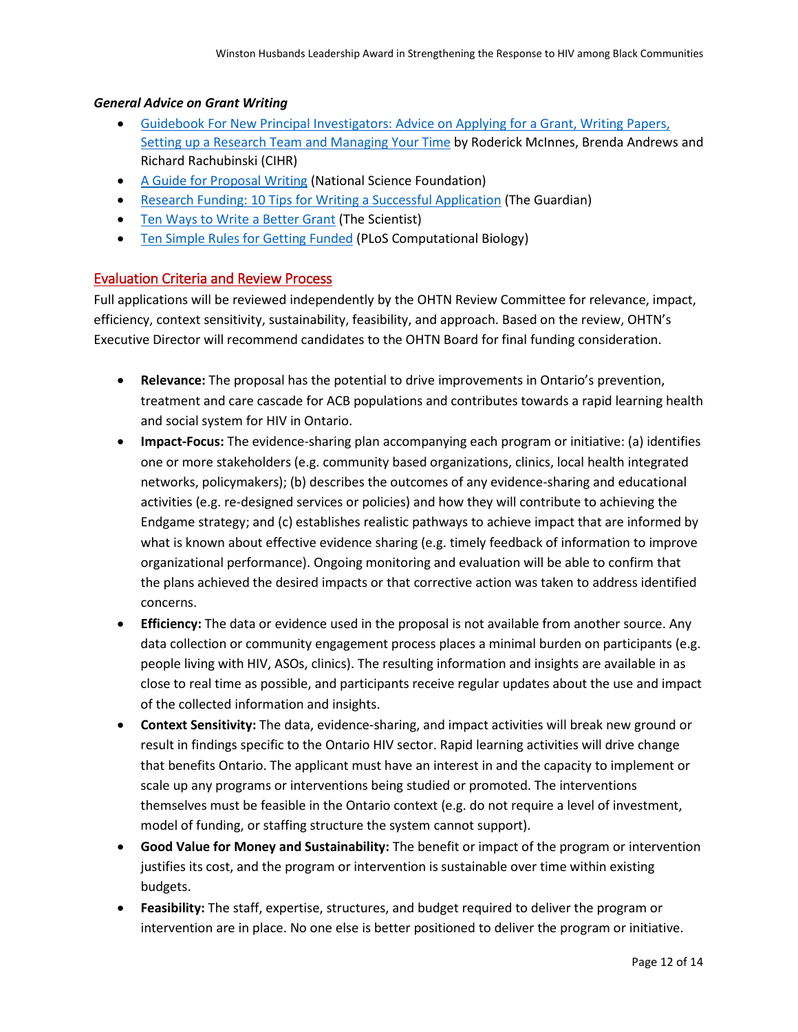***General Advice on Grant Writing***

- Guidebook For New Principal Investigators: Advice on Applying for a Grant, Writing Papers, Setting up a Research Team and Managing Your Time by Roderick McInnes, Brenda Andrews and Richard Rachubinski (CIHR)
- A Guide for Proposal Writing (National Science Foundation)
- Research Funding: 10 Tips for Writing a Successful Application (The Guardian)
- Ten Ways to Write a Better Grant (The Scientist)
- Ten Simple Rules for Getting Funded (PLoS Computational Biology)

## Evaluation Criteria and Review Process

Full applications will be reviewed independently by the OHTN Review Committee for relevance, impact, efficiency, context sensitivity, sustainability, feasibility, and approach. Based on the review, OHTN's Executive Director will recommend candidates to the OHTN Board for final funding consideration.

- **Relevance:** The proposal has the potential to drive improvements in Ontario's prevention, treatment and care cascade for ACB populations and contributes towards a rapid learning health and social system for HIV in Ontario.
- **Impact-Focus:** The evidence-sharing plan accompanying each program or initiative: (a) identifies one or more stakeholders (e.g. community based organizations, clinics, local health integrated networks, policymakers); (b) describes the outcomes of any evidence-sharing and educational activities (e.g. re-designed services or policies) and how they will contribute to achieving the Endgame strategy; and (c) establishes realistic pathways to achieve impact that are informed by what is known about effective evidence sharing (e.g. timely feedback of information to improve organizational performance). Ongoing monitoring and evaluation will be able to confirm that the plans achieved the desired impacts or that corrective action was taken to address identified concerns.
- **Efficiency:** The data or evidence used in the proposal is not available from another source. Any data collection or community engagement process places a minimal burden on participants (e.g. people living with HIV, ASOs, clinics). The resulting information and insights are available in as close to real time as possible, and participants receive regular updates about the use and impact of the collected information and insights.
- **Context Sensitivity:** The data, evidence-sharing, and impact activities will break new ground or result in findings specific to the Ontario HIV sector. Rapid learning activities will drive change that benefits Ontario. The applicant must have an interest in and the capacity to implement or scale up any programs or interventions being studied or promoted. The interventions themselves must be feasible in the Ontario context (e.g. do not require a level of investment, model of funding, or staffing structure the system cannot support).
- **Good Value for Money and Sustainability:** The benefit or impact of the program or intervention justifies its cost, and the program or intervention is sustainable over time within existing budgets.
- **Feasibility:** The staff, expertise, structures, and budget required to deliver the program or intervention are in place. No one else is better positioned to deliver the program or initiative.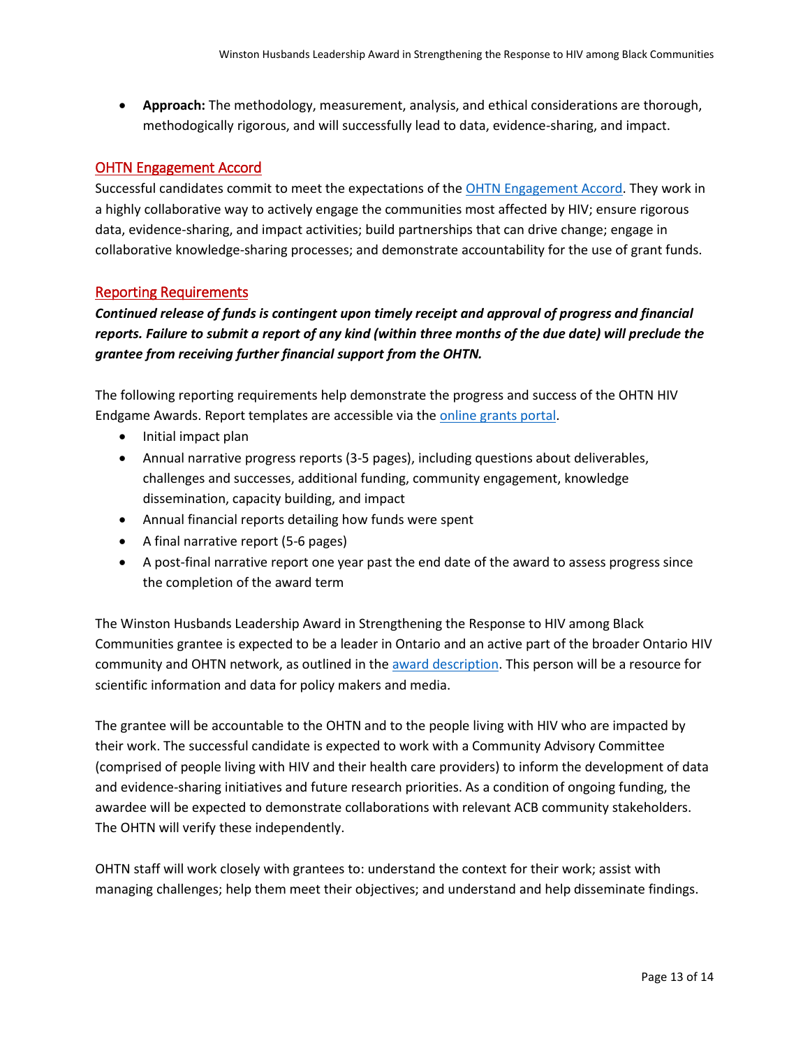- **Approach:** The methodology, measurement, analysis, and ethical considerations are thorough, methodogically rigorous, and will successfully lead to data, evidence-sharing, and impact.

## OHTN Engagement Accord

Successful candidates commit to meet the expectations of the OHTN Engagement Accord. They work in a highly collaborative way to actively engage the communities most affected by HIV; ensure rigorous data, evidence-sharing, and impact activities; build partnerships that can drive change; engage in collaborative knowledge-sharing processes; and demonstrate accountability for the use of grant funds.

## Reporting Requirements

***Continued release of funds is contingent upon timely receipt and approval of progress and financial reports. Failure to submit a report of any kind (within three months of the due date) will preclude the grantee from receiving further financial support from the OHTN.***

The following reporting requirements help demonstrate the progress and success of the OHTN HIV Endgame Awards. Report templates are accessible via the online grants portal.

- Initial impact plan
- Annual narrative progress reports (3-5 pages), including questions about deliverables, challenges and successes, additional funding, community engagement, knowledge dissemination, capacity building, and impact
- Annual financial reports detailing how funds were spent
- A final narrative report (5-6 pages)
- A post-final narrative report one year past the end date of the award to assess progress since the completion of the award term

The Winston Husbands Leadership Award in Strengthening the Response to HIV among Black Communities grantee is expected to be a leader in Ontario and an active part of the broader Ontario HIV community and OHTN network, as outlined in the award description. This person will be a resource for scientific information and data for policy makers and media.

The grantee will be accountable to the OHTN and to the people living with HIV who are impacted by their work. The successful candidate is expected to work with a Community Advisory Committee (comprised of people living with HIV and their health care providers) to inform the development of data and evidence-sharing initiatives and future research priorities. As a condition of ongoing funding, the awardee will be expected to demonstrate collaborations with relevant ACB community stakeholders. The OHTN will verify these independently.

OHTN staff will work closely with grantees to: understand the context for their work; assist with managing challenges; help them meet their objectives; and understand and help disseminate findings.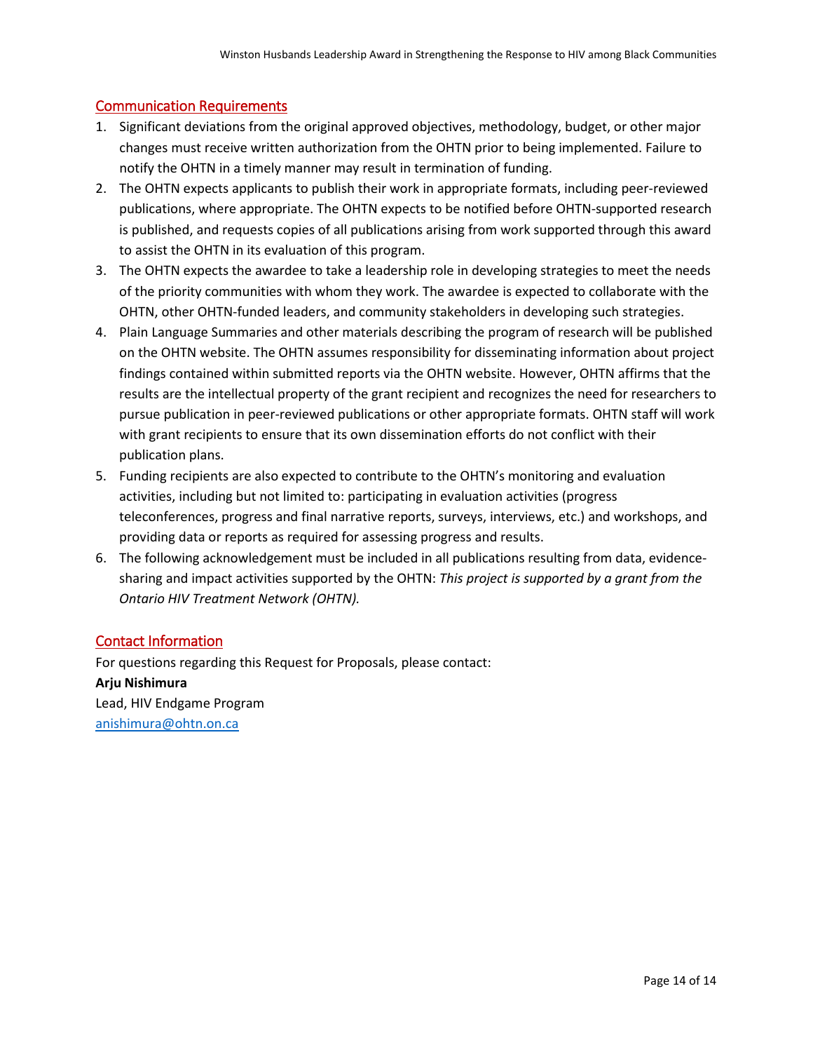## Communication Requirements

1. Significant deviations from the original approved objectives, methodology, budget, or other major changes must receive written authorization from the OHTN prior to being implemented. Failure to notify the OHTN in a timely manner may result in termination of funding.
2. The OHTN expects applicants to publish their work in appropriate formats, including peer-reviewed publications, where appropriate. The OHTN expects to be notified before OHTN-supported research is published, and requests copies of all publications arising from work supported through this award to assist the OHTN in its evaluation of this program.
3. The OHTN expects the awardee to take a leadership role in developing strategies to meet the needs of the priority communities with whom they work. The awardee is expected to collaborate with the OHTN, other OHTN-funded leaders, and community stakeholders in developing such strategies.
4. Plain Language Summaries and other materials describing the program of research will be published on the OHTN website. The OHTN assumes responsibility for disseminating information about project findings contained within submitted reports via the OHTN website. However, OHTN affirms that the results are the intellectual property of the grant recipient and recognizes the need for researchers to pursue publication in peer-reviewed publications or other appropriate formats. OHTN staff will work with grant recipients to ensure that its own dissemination efforts do not conflict with their publication plans.
5. Funding recipients are also expected to contribute to the OHTN's monitoring and evaluation activities, including but not limited to: participating in evaluation activities (progress teleconferences, progress and final narrative reports, surveys, interviews, etc.) and workshops, and providing data or reports as required for assessing progress and results.
6. The following acknowledgement must be included in all publications resulting from data, evidence-sharing and impact activities supported by the OHTN: *This project is supported by a grant from the Ontario HIV Treatment Network (OHTN).*

## Contact Information

For questions regarding this Request for Proposals, please contact:

**Arju Nishimura**
Lead, HIV Endgame Program
anishimura@ohtn.on.ca